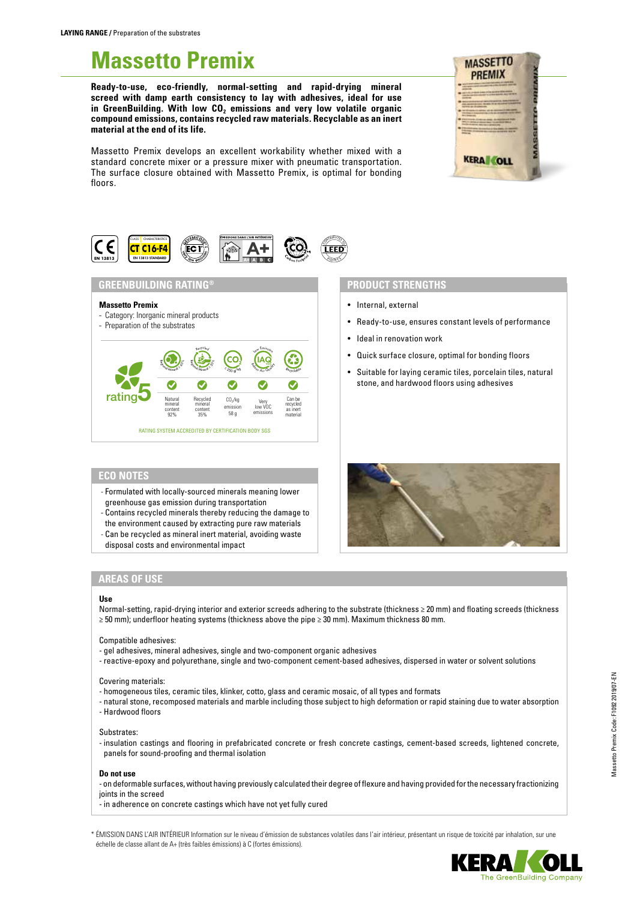**LAYING RANGE /** Preparation of the substrates

# Massetto Premix

**Ready-to-use, eco-friendly, normal-setting and rapid-drying mineral screed with damp earth consistency to lay with adhesives, ideal for use in GreenBuilding. With low $CO_2$ emissions and very low volatile organic compound emissions, contains recycled raw materials. Recyclable as an inert material at the end of its life.**

Massetto Premix develops an excellent workability whether mixed with a standard concrete mixer or a pressure mixer with pneumatic transportation. The surface closure obtained with Massetto Premix, is optimal for bonding floors.

CE EN 13813 | CT C16-F4 EN 13813 STANDARD | EC1 Plus | A+ | $CO_2$ | LEED

## GREENBUILDING RATING®

**Massetto Premix**
- Category: Inorganic mineral products
- Preparation of the substrates

rating 5

| Natural mineral content | Recycled mineral content | $CO_2$/kg emission | Very low VOC emissions | Can be recycled as inert material |
|---|---|---|---|---|
| 92% | 35% | 58 g | | |

RATING SYSTEM ACCREDITED BY CERTIFICATION BODY SGS

## PRODUCT STRENGTHS

- Internal, external
- Ready-to-use, ensures constant levels of performance
- Ideal in renovation work
- Quick surface closure, optimal for bonding floors
- Suitable for laying ceramic tiles, porcelain tiles, natural stone, and hardwood floors using adhesives

## ECO NOTES

- Formulated with locally-sourced minerals meaning lower greenhouse gas emission during transportation
- Contains recycled minerals thereby reducing the damage to the environment caused by extracting pure raw materials
- Can be recycled as mineral inert material, avoiding waste disposal costs and environmental impact

## AREAS OF USE

**Use**

Normal-setting, rapid-drying interior and exterior screeds adhering to the substrate (thickness ≥ 20 mm) and floating screeds (thickness ≥ 50 mm); underfloor heating systems (thickness above the pipe ≥ 30 mm). Maximum thickness 80 mm.

Compatible adhesives:
- gel adhesives, mineral adhesives, single and two-component organic adhesives
- reactive-epoxy and polyurethane, single and two-component cement-based adhesives, dispersed in water or solvent solutions

Covering materials:
- homogeneous tiles, ceramic tiles, klinker, cotto, glass and ceramic mosaic, of all types and formats
- natural stone, recomposed materials and marble including those subject to high deformation or rapid staining due to water absorption
- Hardwood floors

Substrates:
- insulation castings and flooring in prefabricated concrete or fresh concrete castings, cement-based screeds, lightened concrete, panels for sound-proofing and thermal isolation

**Do not use**

- on deformable surfaces, without having previously calculated their degree of flexure and having provided for the necessary fractionizing joints in the screed
- in adherence on concrete castings which have not yet fully cured

\* ÉMISSION DANS L'AIR INTÉRIEUR Information sur le niveau d'émission de substances volatiles dans l'air intérieur, présentant un risque de toxicité par inhalation, sur une échelle de classe allant de A+ (très faibles émissions) à C (fortes émissions).

Massetto Premix Code: F1092 2019/07-EN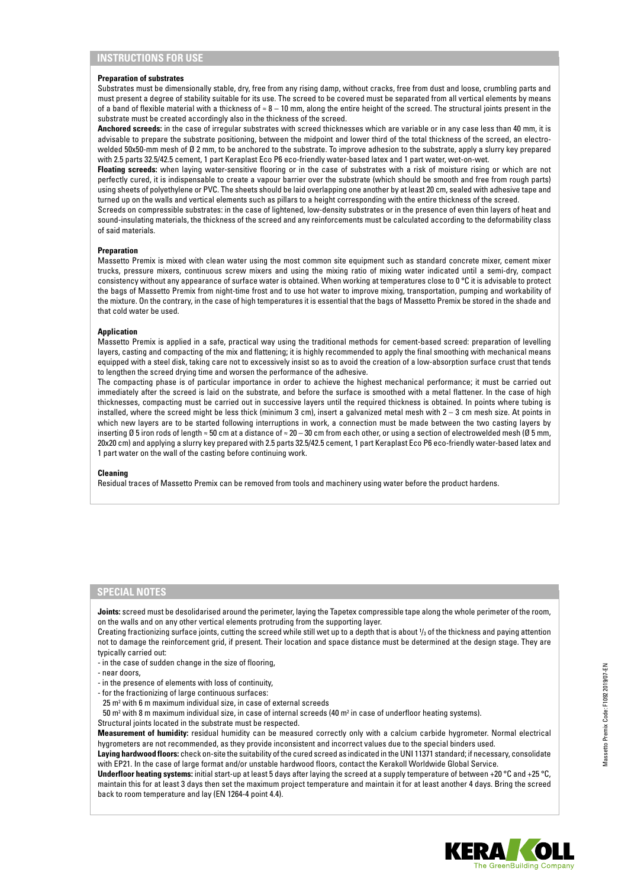## INSTRUCTIONS FOR USE

**Preparation of substrates**

Substrates must be dimensionally stable, dry, free from any rising damp, without cracks, free from dust and loose, crumbling parts and must present a degree of stability suitable for its use. The screed to be covered must be separated from all vertical elements by means of a band of flexible material with a thickness of ≈ 8 – 10 mm, along the entire height of the screed. The structural joints present in the substrate must be created accordingly also in the thickness of the screed.

**Anchored screeds:** in the case of irregular substrates with screed thicknesses which are variable or in any case less than 40 mm, it is advisable to prepare the substrate positioning, between the midpoint and lower third of the total thickness of the screed, an electro-welded 50x50-mm mesh of Ø 2 mm, to be anchored to the substrate. To improve adhesion to the substrate, apply a slurry key prepared with 2.5 parts 32.5/42.5 cement, 1 part Keraplast Eco P6 eco-friendly water-based latex and 1 part water, wet-on-wet.

**Floating screeds:** when laying water-sensitive flooring or in the case of substrates with a risk of moisture rising or which are not perfectly cured, it is indispensable to create a vapour barrier over the substrate (which should be smooth and free from rough parts) using sheets of polyethylene or PVC. The sheets should be laid overlapping one another by at least 20 cm, sealed with adhesive tape and turned up on the walls and vertical elements such as pillars to a height corresponding with the entire thickness of the screed.

Screeds on compressible substrates: in the case of lightened, low-density substrates or in the presence of even thin layers of heat and sound-insulating materials, the thickness of the screed and any reinforcements must be calculated according to the deformability class of said materials.

**Preparation**

Massetto Premix is mixed with clean water using the most common site equipment such as standard concrete mixer, cement mixer trucks, pressure mixers, continuous screw mixers and using the mixing ratio of mixing water indicated until a semi-dry, compact consistency without any appearance of surface water is obtained. When working at temperatures close to 0 °C it is advisable to protect the bags of Massetto Premix from night-time frost and to use hot water to improve mixing, transportation, pumping and workability of the mixture. On the contrary, in the case of high temperatures it is essential that the bags of Massetto Premix be stored in the shade and that cold water be used.

**Application**

Massetto Premix is applied in a safe, practical way using the traditional methods for cement-based screed: preparation of levelling layers, casting and compacting of the mix and flattening; it is highly recommended to apply the final smoothing with mechanical means equipped with a steel disk, taking care not to excessively insist so as to avoid the creation of a low-absorption surface crust that tends to lengthen the screed drying time and worsen the performance of the adhesive.

The compacting phase is of particular importance in order to achieve the highest mechanical performance; it must be carried out immediately after the screed is laid on the substrate, and before the surface is smoothed with a metal flattener. In the case of high thicknesses, compacting must be carried out in successive layers until the required thickness is obtained. In points where tubing is installed, where the screed might be less thick (minimum 3 cm), insert a galvanized metal mesh with 2 – 3 cm mesh size. At points in which new layers are to be started following interruptions in work, a connection must be made between the two casting layers by inserting Ø 5 iron rods of length ≈ 50 cm at a distance of ≈ 20 – 30 cm from each other, or using a section of electrowelded mesh (Ø 5 mm, 20x20 cm) and applying a slurry key prepared with 2.5 parts 32.5/42.5 cement, 1 part Keraplast Eco P6 eco-friendly water-based latex and 1 part water on the wall of the casting before continuing work.

**Cleaning**

Residual traces of Massetto Premix can be removed from tools and machinery using water before the product hardens.

## SPECIAL NOTES

**Joints:** screed must be desolidarised around the perimeter, laying the Tapetex compressible tape along the whole perimeter of the room, on the walls and on any other vertical elements protruding from the supporting layer.

Creating fractionizing surface joints, cutting the screed while still wet up to a depth that is about 1/3 of the thickness and paying attention not to damage the reinforcement grid, if present. Their location and space distance must be determined at the design stage. They are typically carried out:

- in the case of sudden change in the size of flooring,
- near doors,
- in the presence of elements with loss of continuity,
- for the fractionizing of large continuous surfaces:
  25 m² with 6 m maximum individual size, in case of external screeds
  50 m² with 8 m maximum individual size, in case of internal screeds (40 m² in case of underfloor heating systems).

Structural joints located in the substrate must be respected.

**Measurement of humidity:** residual humidity can be measured correctly only with a calcium carbide hygrometer. Normal electrical hygrometers are not recommended, as they provide inconsistent and incorrect values due to the special binders used.

**Laying hardwood floors:** check on-site the suitability of the cured screed as indicated in the UNI 11371 standard; if necessary, consolidate with EP21. In the case of large format and/or unstable hardwood floors, contact the Kerakoll Worldwide Global Service.

**Underfloor heating systems:** initial start-up at least 5 days after laying the screed at a supply temperature of between +20 °C and +25 °C, maintain this for at least 3 days then set the maximum project temperature and maintain it for at least another 4 days. Bring the screed back to room temperature and lay (EN 1264-4 point 4.4).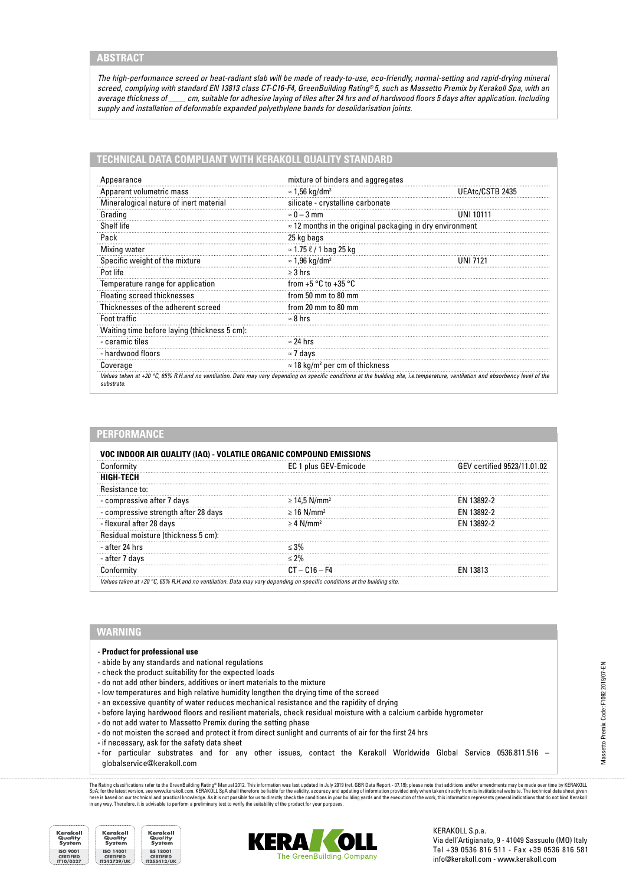## ABSTRACT

*The high-performance screed or heat-radiant slab will be made of ready-to-use, eco-friendly, normal-setting and rapid-drying mineral screed, complying with standard EN 13813 class CT-C16-F4, GreenBuilding Rating® 5, such as Massetto Premix by Kerakoll Spa, with an average thickness of \_\_\_\_ cm, suitable for adhesive laying of tiles after 24 hrs and of hardwood floors 5 days after application. Including supply and installation of deformable expanded polyethylene bands for desolidarisation joints.*

## TECHNICAL DATA COMPLIANT WITH KERAKOLL QUALITY STANDARD

| | | |
|---|---|---|
| Appearance | mixture of binders and aggregates | |
| Apparent volumetric mass | ≈ 1,56 kg/dm³ | UEAtc/CSTB 2435 |
| Mineralogical nature of inert material | silicate - crystalline carbonate | |
| Grading | ≈ 0 – 3 mm | UNI 10111 |
| Shelf life | ≈ 12 months in the original packaging in dry environment | |
| Pack | 25 kg bags | |
| Mixing water | ≈ 1.75 ℓ / 1 bag 25 kg | |
| Specific weight of the mixture | ≈ 1,96 kg/dm³ | UNI 7121 |
| Pot life | ≥ 3 hrs | |
| Temperature range for application | from +5 °C to +35 °C | |
| Floating screed thicknesses | from 50 mm to 80 mm | |
| Thicknesses of the adherent screed | from 20 mm to 80 mm | |
| Foot traffic | ≈ 8 hrs | |
| Waiting time before laying (thickness 5 cm): | | |
| - ceramic tiles | ≈ 24 hrs | |
| - hardwood floors | ≈ 7 days | |
| Coverage | ≈ 18 kg/m² per cm of thickness | |

*Values taken at +20 °C, 65% R.H.and no ventilation. Data may vary depending on specific conditions at the building site, i.e.temperature, ventilation and absorbency level of the substrate.*

## PERFORMANCE

| | | |
|---|---|---|
| **VOC INDOOR AIR QUALITY (IAQ) - VOLATILE ORGANIC COMPOUND EMISSIONS** | | |
| Conformity | EC 1 plus GEV-Emicode | GEV certified 9523/11.01.02 |
| **HIGH-TECH** | | |
| Resistance to: | | |
| - compressive after 7 days | ≥ 14,5 N/mm² | EN 13892-2 |
| - compressive strength after 28 days | ≥ 16 N/mm² | EN 13892-2 |
| - flexural after 28 days | ≥ 4 N/mm² | EN 13892-2 |
| Residual moisture (thickness 5 cm): | | |
| - after 24 hrs | ≤ 3% | |
| - after 7 days | ≤ 2% | |
| Conformity | CT – C16 – F4 | EN 13813 |

*Values taken at +20 °C, 65% R.H.and no ventilation. Data may vary depending on specific conditions at the building site.*

## WARNING

- **Product for professional use**
- abide by any standards and national regulations
- check the product suitability for the expected loads
- do not add other binders, additives or inert materials to the mixture
- low temperatures and high relative humidity lengthen the drying time of the screed
- an excessive quantity of water reduces mechanical resistance and the rapidity of drying
- before laying hardwood floors and resilient materials, check residual moisture with a calcium carbide hygrometer
- do not add water to Massetto Premix during the setting phase
- do not moisten the screed and protect it from direct sunlight and currents of air for the first 24 hrs
- if necessary, ask for the safety data sheet
- for particular substrates and for any other issues, contact the Kerakoll Worldwide Global Service 0536.811.516 – globalservice@kerakoll.com

The Rating classifications refer to the GreenBuilding Rating® Manual 2012. This information was last updated in July 2019 (ref. GBR Data Report - 07.19); please note that additions and/or amendments may be made over time by KERAKOLL SpA; for the latest version, see www.kerakoll.com. KERAKOLL SpA shall therefore be liable for the validity, accuracy and updating of information provided only when taken directly from its institutional website. The technical data sheet given here is based on our technical and practical knowledge. As it is not possible for us to directly check the conditions in your building yards and the execution of the work, this information represents general indications that do not bind Kerakoll in any way. Therefore, it is advisable to perform a preliminary test to verify the suitability of the product for your purposes.

Kerakoll Quality System ISO 9001 CERTIFIED IT10/0327

Kerakoll Quality System ISO 14001 CERTIFIED IT242729/UK

Kerakoll Quality System BS 18001 CERTIFIED IT255412/UK

KERAKOLL The GreenBuilding Company

KERAKOLL S.p.a.
Via dell'Artigianato, 9 - 41049 Sassuolo (MO) Italy
Tel +39 0536 816 511 - Fax +39 0536 816 581
info@kerakoll.com - www.kerakoll.com

Massetto Premix Code: F1092 2019/07-EN